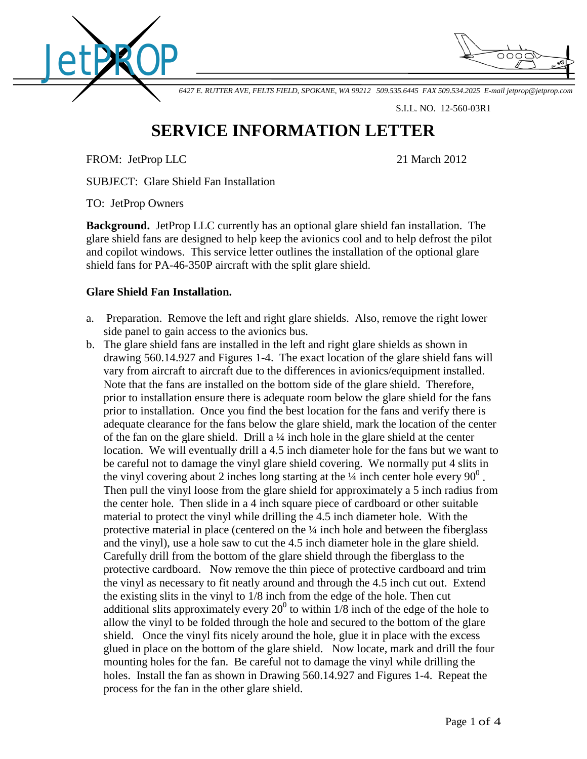JetPROP

*6427 E. RUTTER AVE, FELTS FIELD, SPOKANE, WA 99212 509.535.6445 FAX 509.534.2025 E-mail jetprop@jetprop.com*

S.I.L. NO. 12-560-03R1

# SERVICE INFORMATION LETTER

FROM: JetProp LLC 21 March 2012

SUBJECT: Glare Shield Fan Installation

TO: JetProp Owners

**Background.** JetProp LLC currently has an optional glare shield fan installation. The glare shield fans are designed to help keep the avionics cool and to help defrost the pilot and copilot windows. This service letter outlines the installation of the optional glare shield fans for PA-46-350P aircraft with the split glare shield.

**Glare Shield Fan Installation.**

a. Preparation. Remove the left and right glare shields. Also, remove the right lower side panel to gain access to the avionics bus.

b. The glare shield fans are installed in the left and right glare shields as shown in drawing 560.14.927 and Figures 1-4. The exact location of the glare shield fans will vary from aircraft to aircraft due to the differences in avionics/equipment installed. Note that the fans are installed on the bottom side of the glare shield. Therefore, prior to installation ensure there is adequate room below the glare shield for the fans prior to installation. Once you find the best location for the fans and verify there is adequate clearance for the fans below the glare shield, mark the location of the center of the fan on the glare shield. Drill a ¼ inch hole in the glare shield at the center location. We will eventually drill a 4.5 inch diameter hole for the fans but we want to be careful not to damage the vinyl glare shield covering. We normally put 4 slits in the vinyl covering about 2 inches long starting at the ¼ inch center hole every $90^0$ . Then pull the vinyl loose from the glare shield for approximately a 5 inch radius from the center hole. Then slide in a 4 inch square piece of cardboard or other suitable material to protect the vinyl while drilling the 4.5 inch diameter hole. With the protective material in place (centered on the ¼ inch hole and between the fiberglass and the vinyl), use a hole saw to cut the 4.5 inch diameter hole in the glare shield. Carefully drill from the bottom of the glare shield through the fiberglass to the protective cardboard. Now remove the thin piece of protective cardboard and trim the vinyl as necessary to fit neatly around and through the 4.5 inch cut out. Extend the existing slits in the vinyl to 1/8 inch from the edge of the hole. Then cut additional slits approximately every $20^0$ to within 1/8 inch of the edge of the hole to allow the vinyl to be folded through the hole and secured to the bottom of the glare shield. Once the vinyl fits nicely around the hole, glue it in place with the excess glued in place on the bottom of the glare shield. Now locate, mark and drill the four mounting holes for the fan. Be careful not to damage the vinyl while drilling the holes. Install the fan as shown in Drawing 560.14.927 and Figures 1-4. Repeat the process for the fan in the other glare shield.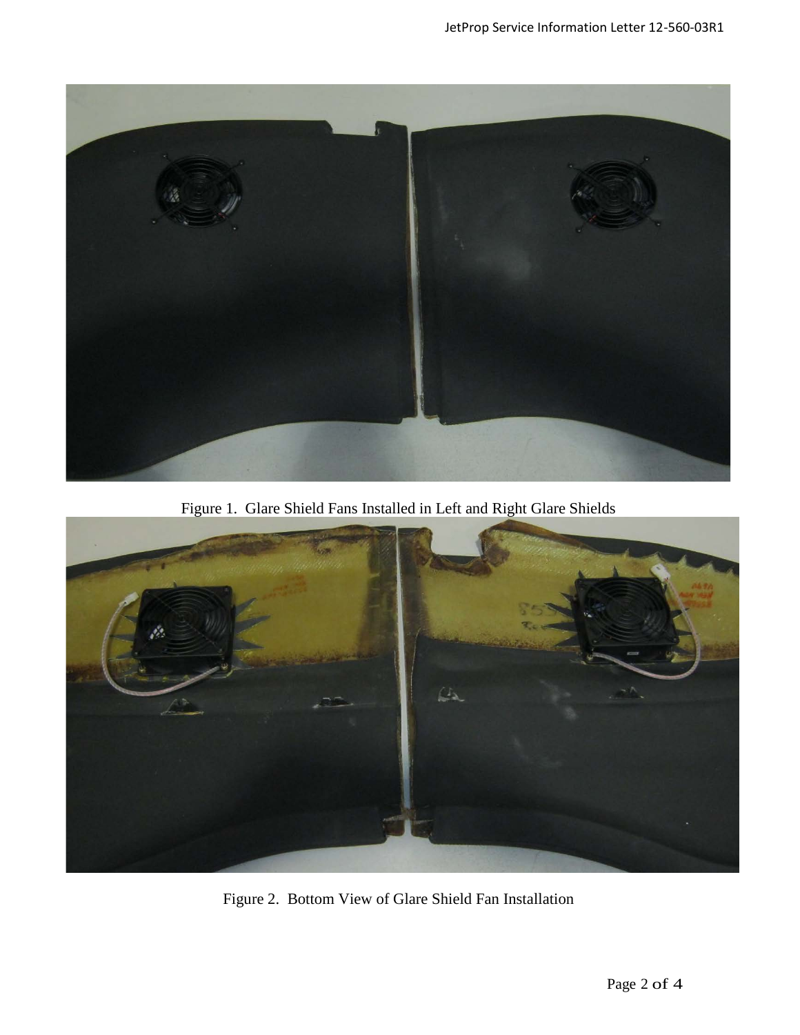Figure 1. Glare Shield Fans Installed in Left and Right Glare Shields

Figure 2. Bottom View of Glare Shield Fan Installation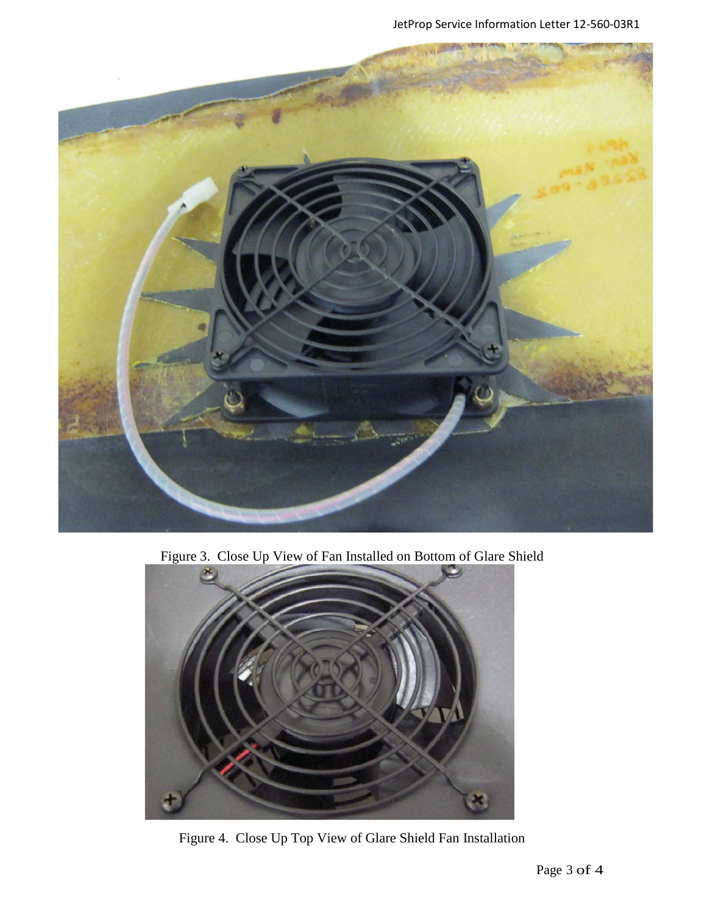Figure 3. Close Up View of Fan Installed on Bottom of Glare Shield

Figure 4. Close Up Top View of Glare Shield Fan Installation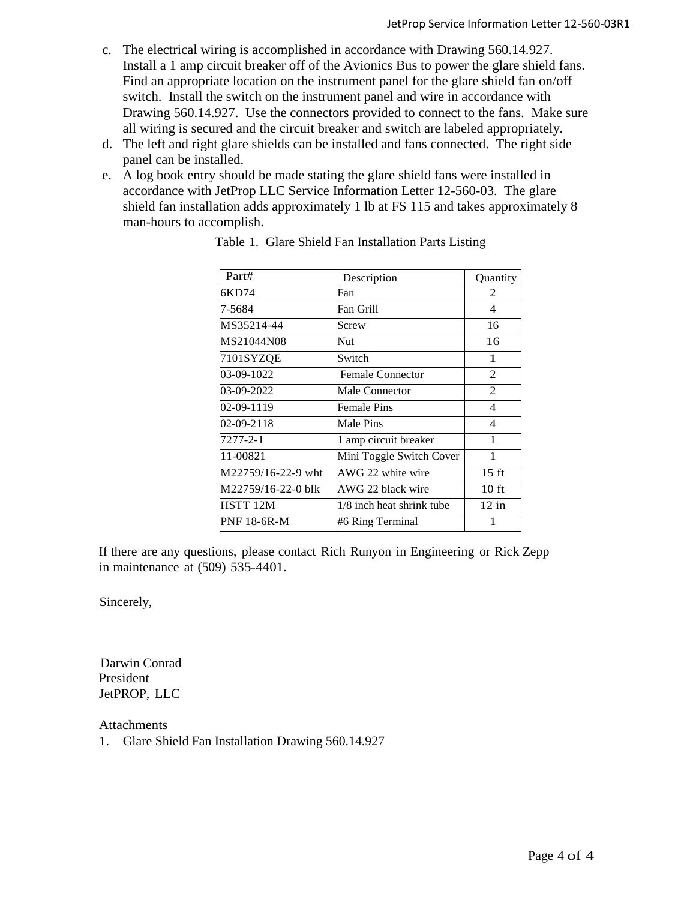c. The electrical wiring is accomplished in accordance with Drawing 560.14.927. Install a 1 amp circuit breaker off of the Avionics Bus to power the glare shield fans. Find an appropriate location on the instrument panel for the glare shield fan on/off switch. Install the switch on the instrument panel and wire in accordance with Drawing 560.14.927. Use the connectors provided to connect to the fans. Make sure all wiring is secured and the circuit breaker and switch are labeled appropriately.
d. The left and right glare shields can be installed and fans connected. The right side panel can be installed.
e. A log book entry should be made stating the glare shield fans were installed in accordance with JetProp LLC Service Information Letter 12-560-03. The glare shield fan installation adds approximately 1 lb at FS 115 and takes approximately 8 man-hours to accomplish.

Table 1. Glare Shield Fan Installation Parts Listing

| Part# | Description | Quantity |
|---|---|---|
| 6KD74 | Fan | 2 |
| 7-5684 | Fan Grill | 4 |
| MS35214-44 | Screw | 16 |
| MS21044N08 | Nut | 16 |
| 7101SYZQE | Switch | 1 |
| 03-09-1022 | Female Connector | 2 |
| 03-09-2022 | Male Connector | 2 |
| 02-09-1119 | Female Pins | 4 |
| 02-09-2118 | Male Pins | 4 |
| 7277-2-1 | 1 amp circuit breaker | 1 |
| 11-00821 | Mini Toggle Switch Cover | 1 |
| M22759/16-22-9 wht | AWG 22 white wire | 15 ft |
| M22759/16-22-0 blk | AWG 22 black wire | 10 ft |
| HSTT 12M | 1/8 inch heat shrink tube | 12 in |
| PNF 18-6R-M | #6 Ring Terminal | 1 |

If there are any questions, please contact Rich Runyon in Engineering or Rick Zepp in maintenance at (509) 535-4401.

Sincerely,

Darwin Conrad
President
JetPROP, LLC

Attachments
1. Glare Shield Fan Installation Drawing 560.14.927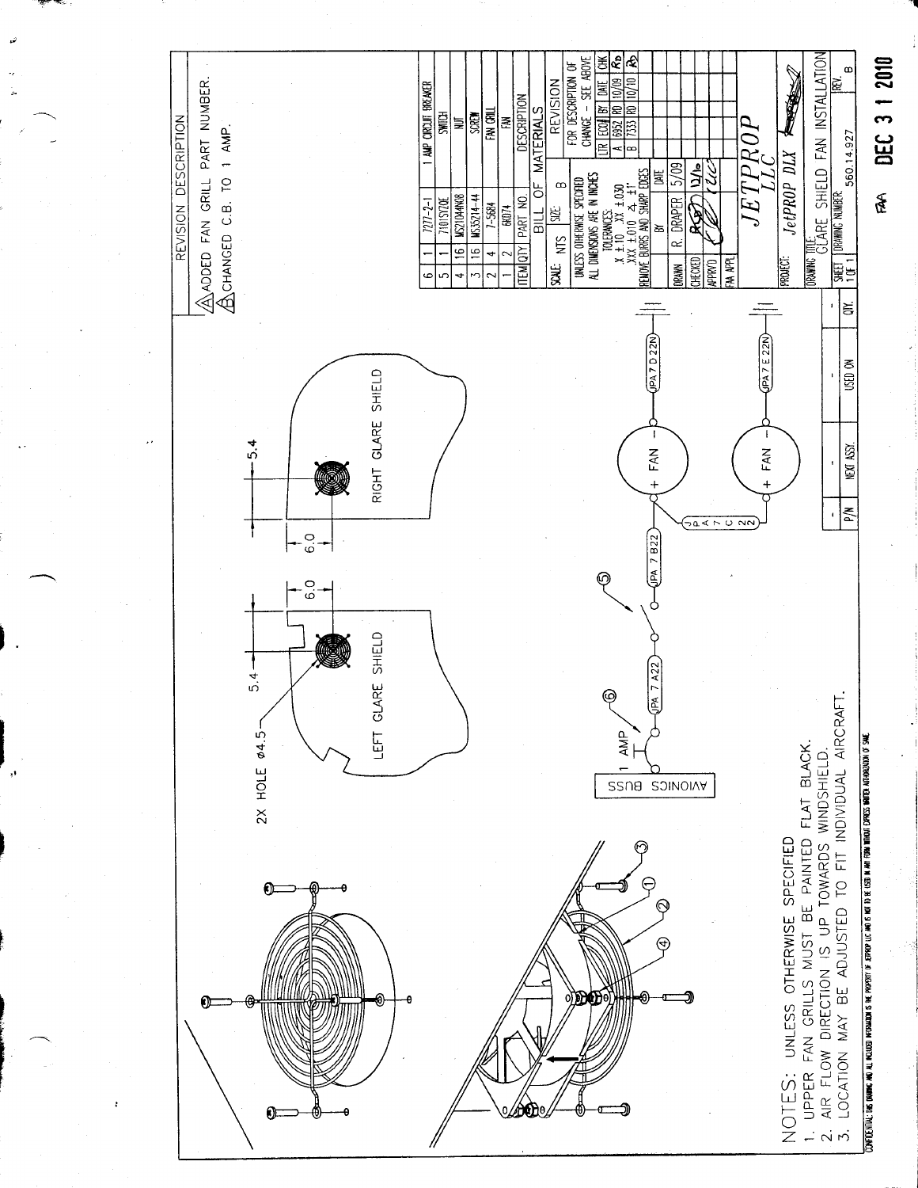## REVISION DESCRIPTION

A. ADDED FAN GRILL PART NUMBER.
B. CHANGED C.B. TO 1 AMP.

2X HOLE ø4.5

5.4

6.0

6.0

5.4

LEFT GLARE SHIELD

RIGHT GLARE SHIELD

AVIONICS BUSS

1 AMP

JPA 7 A22

JPA 7 B22

JPA 7 C 22N

+ FAN -

JPA 7 D 22N

+ FAN -

JPA 7 E 22N

| ITEM | QTY | PART NO. | DESCRIPTION |
|---|---|---|---|
| 6 | 1 | 7277-2-1 | 1 AMP CIRCUIT BREAKER |
| 5 | 1 | 7101SYZQE | SWITCH |
| 4 | 16 | MS21044N08 | NUT |
| 3 | 16 | MS35214-44 | SCREW |
| 2 | 4 | 7-5684 | FAN GRILL |
| 1 | 2 | 6KD74 | FAN |

**BILL OF MATERIALS**

SCALE: NTS SIZE: B

UNLESS OTHERWISE SPECIFIED ALL DIMENSIONS ARE IN INCHES
TOLERANCES:
.X ±.10 .XX ±.030
.XXX ±.010 ∠ ±1°
REMOVE BURRS AND SHARP EDGES

| | BY | DATE |
|---|---|---|
| DRAWN | R. DRAPER | 5/09 |
| CHECKED | RD | 12/10 |
| APPR'D | | |
| FAA APPL | | |

**REVISION**

FOR DESCRIPTION OF CHANGE - SEE ABOVE

| LTR | ECO# | BY | DATE | CHK |
|---|---|---|---|---|
| A | 6952 | RD | 10/09 | RD |
| B | 7333 | RD | 10/10 | RD |

JETPROP LLC

PROJECT: JetPROP DLX

DRAWING TITLE: GLARE SHIELD FAN INSTALLATION

SHEET 1 OF 1 DRAWING NUMBER: 560.14.927 REV. B

| P/N | NEXT ASSY. | USED ON | QTY. |
|---|---|---|---|
| - | - | - | - |

## NOTES: UNLESS OTHERWISE SPECIFIED

1. UPPER FAN GRILLS MUST BE PAINTED FLAT BLACK.
2. AIR FLOW DIRECTION IS UP TOWARDS WINDSHIELD.
3. LOCATION MAY BE ADJUSTED TO FIT INDIVIDUAL AIRCRAFT.

CONFIDENTIAL: THIS DRAWING AND ALL INCLUDED INFORMATION IS THE PROPERTY OF JETPROP LLC AND IS NOT TO BE USED IN ANY FORM WITHOUT EXPRESS WRITTEN AUTHORIZATION OF SAME.

FAA DEC 3 1 2010